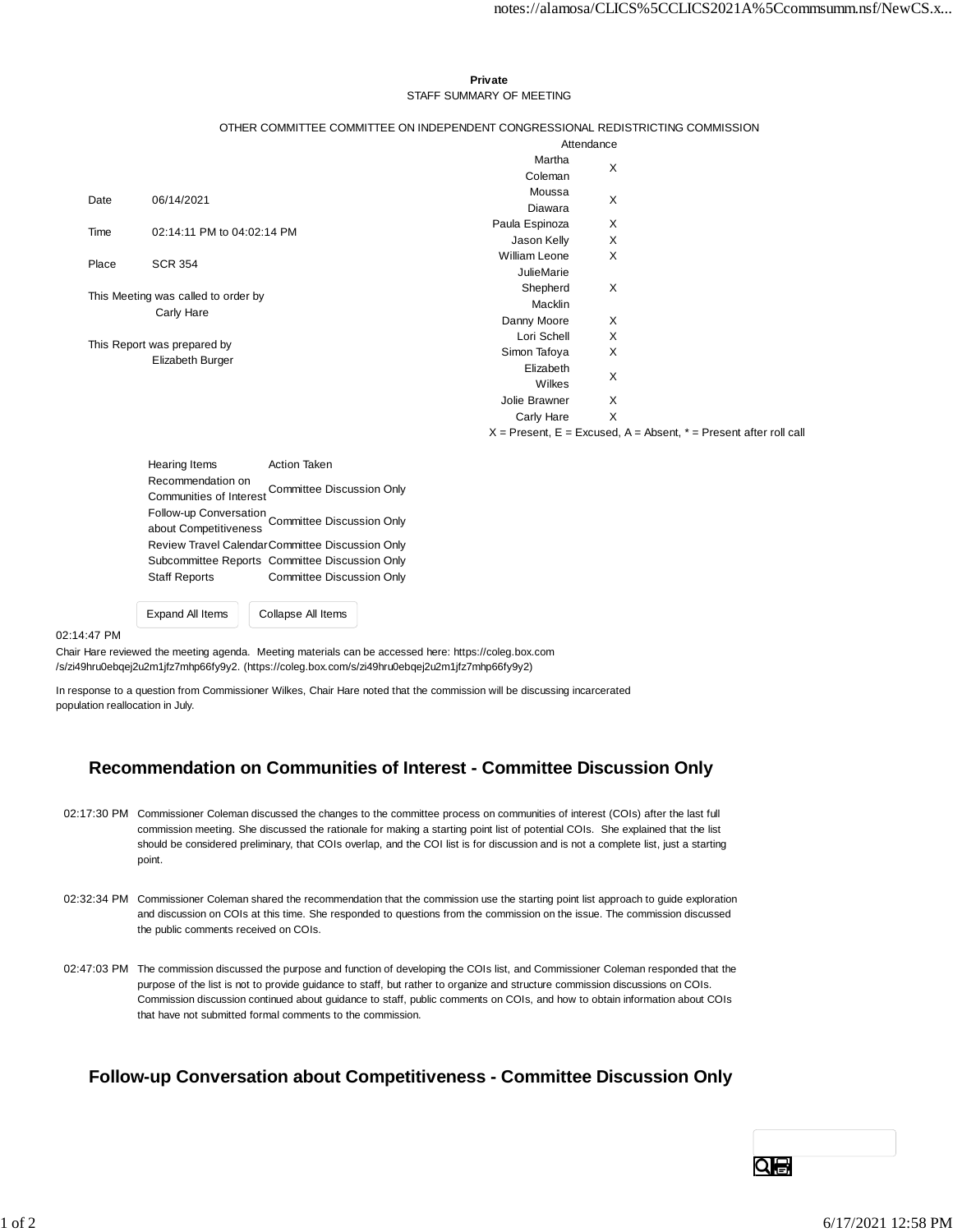**Private**

STAFF SUMMARY OF MEETING

OTHER COMMITTEE COMMITTEE ON INDEPENDENT CONGRESSIONAL REDISTRICTING COMMISSION

| | |
|---|---|
| Date | 06/14/2021 |
| Time | 02:14:11 PM to 04:02:14 PM |
| Place | SCR 354 |

This Meeting was called to order by
Carly Hare

This Report was prepared by
Elizabeth Burger

| Attendance | |
|---|---|
| Martha Coleman | X |
| Moussa Diawara | X |
| Paula Espinoza | X |
| Jason Kelly | X |
| William Leone | X |
| JulieMarie Shepherd Macklin | X |
| Danny Moore | X |
| Lori Schell | X |
| Simon Tafoya | X |
| Elizabeth Wilkes | X |
| Jolie Brawner | X |
| Carly Hare | X |

X = Present, E = Excused, A = Absent, * = Present after roll call

| Hearing Items | Action Taken |
|---|---|
| Recommendation on Communities of Interest | Committee Discussion Only |
| Follow-up Conversation about Competitiveness | Committee Discussion Only |
| Review Travel Calendar | Committee Discussion Only |
| Subcommittee Reports | Committee Discussion Only |
| Staff Reports | Committee Discussion Only |

02:14:47 PM

Chair Hare reviewed the meeting agenda. Meeting materials can be accessed here: https://coleg.box.com/s/zi49hru0ebqej2u2m1jfz7mhp66fy9y2. (https://coleg.box.com/s/zi49hru0ebqej2u2m1jfz7mhp66fy9y2)

In response to a question from Commissioner Wilkes, Chair Hare noted that the commission will be discussing incarcerated population reallocation in July.

## Recommendation on Communities of Interest - Committee Discussion Only

02:17:30 PM Commissioner Coleman discussed the changes to the committee process on communities of interest (COIs) after the last full commission meeting. She discussed the rationale for making a starting point list of potential COIs. She explained that the list should be considered preliminary, that COIs overlap, and the COI list is for discussion and is not a complete list, just a starting point.

02:32:34 PM Commissioner Coleman shared the recommendation that the commission use the starting point list approach to guide exploration and discussion on COIs at this time. She responded to questions from the commission on the issue. The commission discussed the public comments received on COIs.

02:47:03 PM The commission discussed the purpose and function of developing the COIs list, and Commissioner Coleman responded that the purpose of the list is not to provide guidance to staff, but rather to organize and structure commission discussions on COIs. Commission discussion continued about guidance to staff, public comments on COIs, and how to obtain information about COIs that have not submitted formal comments to the commission.

## Follow-up Conversation about Competitiveness - Committee Discussion Only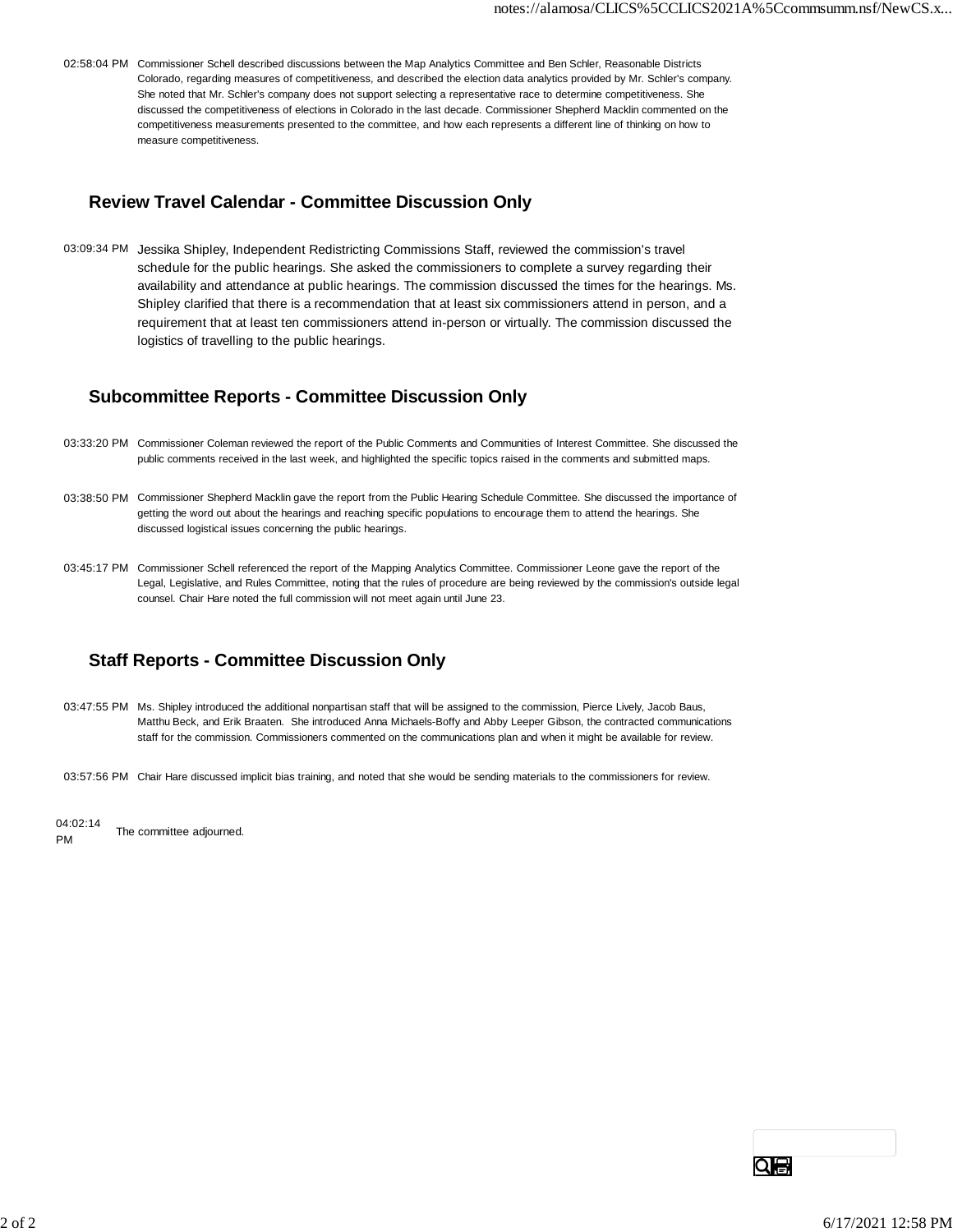02:58:04 PM Commissioner Schell described discussions between the Map Analytics Committee and Ben Schler, Reasonable Districts Colorado, regarding measures of competitiveness, and described the election data analytics provided by Mr. Schler's company. She noted that Mr. Schler's company does not support selecting a representative race to determine competitiveness. She discussed the competitiveness of elections in Colorado in the last decade. Commissioner Shepherd Macklin commented on the competitiveness measurements presented to the committee, and how each represents a different line of thinking on how to measure competitiveness.

## Review Travel Calendar - Committee Discussion Only

03:09:34 PM Jessika Shipley, Independent Redistricting Commissions Staff, reviewed the commission's travel schedule for the public hearings. She asked the commissioners to complete a survey regarding their availability and attendance at public hearings. The commission discussed the times for the hearings. Ms. Shipley clarified that there is a recommendation that at least six commissioners attend in person, and a requirement that at least ten commissioners attend in-person or virtually. The commission discussed the logistics of travelling to the public hearings.

## Subcommittee Reports - Committee Discussion Only

03:33:20 PM Commissioner Coleman reviewed the report of the Public Comments and Communities of Interest Committee. She discussed the public comments received in the last week, and highlighted the specific topics raised in the comments and submitted maps.

03:38:50 PM Commissioner Shepherd Macklin gave the report from the Public Hearing Schedule Committee. She discussed the importance of getting the word out about the hearings and reaching specific populations to encourage them to attend the hearings. She discussed logistical issues concerning the public hearings.

03:45:17 PM Commissioner Schell referenced the report of the Mapping Analytics Committee. Commissioner Leone gave the report of the Legal, Legislative, and Rules Committee, noting that the rules of procedure are being reviewed by the commission's outside legal counsel. Chair Hare noted the full commission will not meet again until June 23.

## Staff Reports - Committee Discussion Only

03:47:55 PM Ms. Shipley introduced the additional nonpartisan staff that will be assigned to the commission, Pierce Lively, Jacob Baus, Matthu Beck, and Erik Braaten. She introduced Anna Michaels-Boffy and Abby Leeper Gibson, the contracted communications staff for the commission. Commissioners commented on the communications plan and when it might be available for review.

03:57:56 PM Chair Hare discussed implicit bias training, and noted that she would be sending materials to the commissioners for review.

04:02:14 PM The committee adjourned.